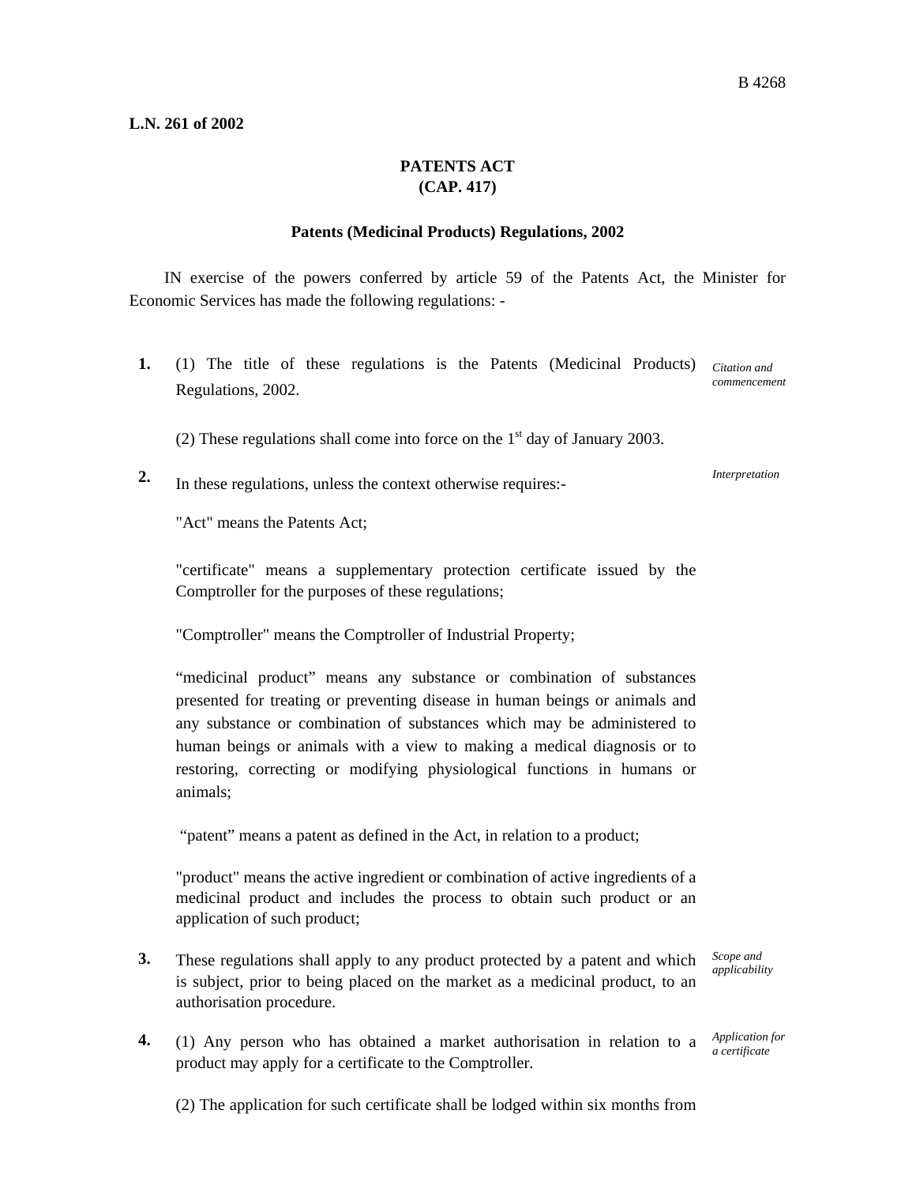**L.N. 261 of 2002**

## PATENTS ACT
## (CAP. 417)

### Patents (Medicinal Products) Regulations, 2002

IN exercise of the powers conferred by article 59 of the Patents Act, the Minister for Economic Services has made the following regulations: -

**1.** *Citation and commencement*

(1) The title of these regulations is the Patents (Medicinal Products) Regulations, 2002.

(2) These regulations shall come into force on the 1st day of January 2003.

**2.** *Interpretation*

In these regulations, unless the context otherwise requires:-

"Act" means the Patents Act;

"certificate" means a supplementary protection certificate issued by the Comptroller for the purposes of these regulations;

"Comptroller" means the Comptroller of Industrial Property;

"medicinal product" means any substance or combination of substances presented for treating or preventing disease in human beings or animals and any substance or combination of substances which may be administered to human beings or animals with a view to making a medical diagnosis or to restoring, correcting or modifying physiological functions in humans or animals;

"patent" means a patent as defined in the Act, in relation to a product;

"product" means the active ingredient or combination of active ingredients of a medicinal product and includes the process to obtain such product or an application of such product;

**3.** *Scope and applicability*

These regulations shall apply to any product protected by a patent and which is subject, prior to being placed on the market as a medicinal product, to an authorisation procedure.

**4.** *Application for a certificate*

(1) Any person who has obtained a market authorisation in relation to a product may apply for a certificate to the Comptroller.

(2) The application for such certificate shall be lodged within six months from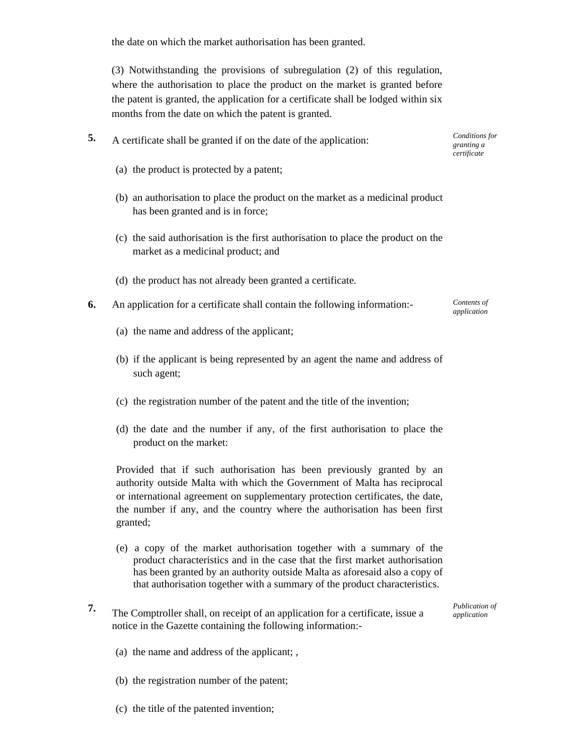the date on which the market authorisation has been granted.

(3) Notwithstanding the provisions of subregulation (2) of this regulation, where the authorisation to place the product on the market is granted before the patent is granted, the application for a certificate shall be lodged within six months from the date on which the patent is granted.

*Conditions for granting a certificate*

**5.** A certificate shall be granted if on the date of the application:

(a) the product is protected by a patent;

(b) an authorisation to place the product on the market as a medicinal product has been granted and is in force;

(c) the said authorisation is the first authorisation to place the product on the market as a medicinal product; and

(d) the product has not already been granted a certificate.

*Contents of application*

**6.** An application for a certificate shall contain the following information:-

(a) the name and address of the applicant;

(b) if the applicant is being represented by an agent the name and address of such agent;

(c) the registration number of the patent and the title of the invention;

(d) the date and the number if any, of the first authorisation to place the product on the market:

Provided that if such authorisation has been previously granted by an authority outside Malta with which the Government of Malta has reciprocal or international agreement on supplementary protection certificates, the date, the number if any, and the country where the authorisation has been first granted;

(e) a copy of the market authorisation together with a summary of the product characteristics and in the case that the first market authorisation has been granted by an authority outside Malta as aforesaid also a copy of that authorisation together with a summary of the product characteristics.

*Publication of application*

**7.** The Comptroller shall, on receipt of an application for a certificate, issue a notice in the Gazette containing the following information:-

(a) the name and address of the applicant; ,

(b) the registration number of the patent;

(c) the title of the patented invention;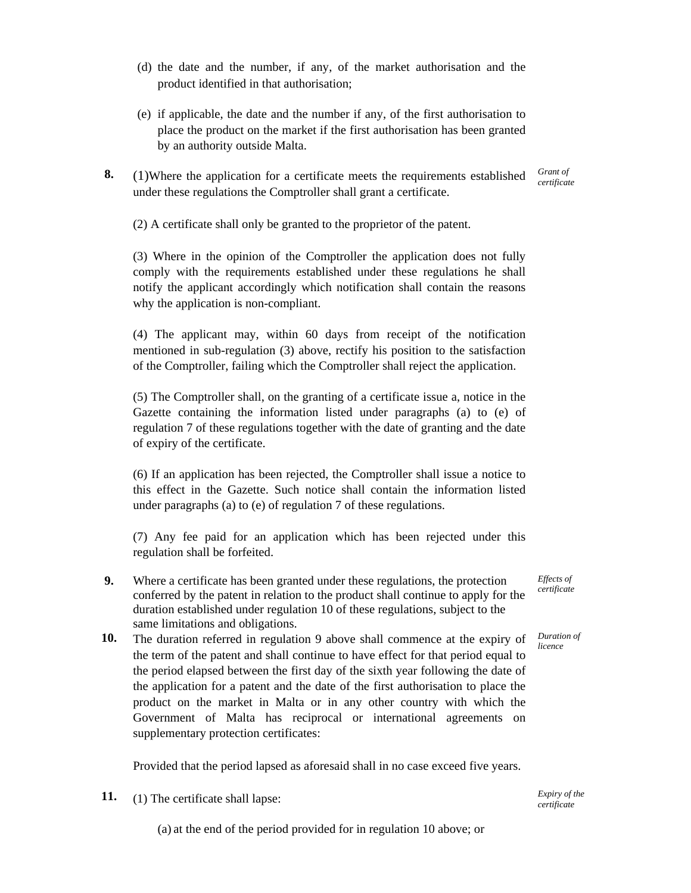(d) the date and the number, if any, of the market authorisation and the product identified in that authorisation;

(e) if applicable, the date and the number if any, of the first authorisation to place the product on the market if the first authorisation has been granted by an authority outside Malta.

**8.** *Grant of certificate*

(1)Where the application for a certificate meets the requirements established under these regulations the Comptroller shall grant a certificate.

(2) A certificate shall only be granted to the proprietor of the patent.

(3) Where in the opinion of the Comptroller the application does not fully comply with the requirements established under these regulations he shall notify the applicant accordingly which notification shall contain the reasons why the application is non-compliant.

(4) The applicant may, within 60 days from receipt of the notification mentioned in sub-regulation (3) above, rectify his position to the satisfaction of the Comptroller, failing which the Comptroller shall reject the application.

(5) The Comptroller shall, on the granting of a certificate issue a, notice in the Gazette containing the information listed under paragraphs (a) to (e) of regulation 7 of these regulations together with the date of granting and the date of expiry of the certificate.

(6) If an application has been rejected, the Comptroller shall issue a notice to this effect in the Gazette. Such notice shall contain the information listed under paragraphs (a) to (e) of regulation 7 of these regulations.

(7) Any fee paid for an application which has been rejected under this regulation shall be forfeited.

**9.** *Effects of certificate*

Where a certificate has been granted under these regulations, the protection conferred by the patent in relation to the product shall continue to apply for the duration established under regulation 10 of these regulations, subject to the same limitations and obligations.

**10.** *Duration of licence*

The duration referred in regulation 9 above shall commence at the expiry of the term of the patent and shall continue to have effect for that period equal to the period elapsed between the first day of the sixth year following the date of the application for a patent and the date of the first authorisation to place the product on the market in Malta or in any other country with which the Government of Malta has reciprocal or international agreements on supplementary protection certificates:

Provided that the period lapsed as aforesaid shall in no case exceed five years.

**11.** *Expiry of the certificate*

(1) The certificate shall lapse:

(a) at the end of the period provided for in regulation 10 above; or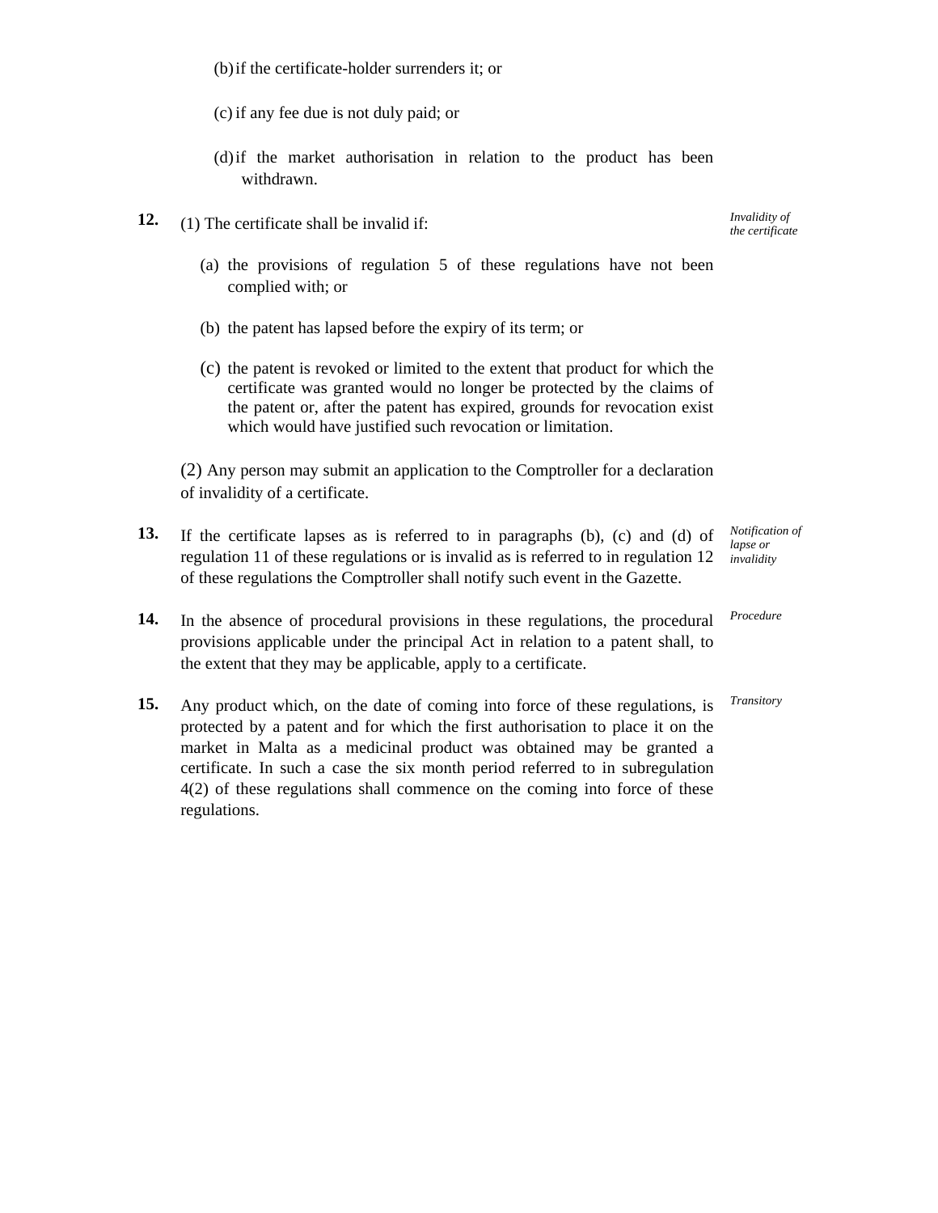(b) if the certificate-holder surrenders it; or

(c) if any fee due is not duly paid; or

(d) if the market authorisation in relation to the product has been withdrawn.

*Invalidity of the certificate*

**12.** (1) The certificate shall be invalid if:

(a) the provisions of regulation 5 of these regulations have not been complied with; or

(b) the patent has lapsed before the expiry of its term; or

(c) the patent is revoked or limited to the extent that product for which the certificate was granted would no longer be protected by the claims of the patent or, after the patent has expired, grounds for revocation exist which would have justified such revocation or limitation.

(2) Any person may submit an application to the Comptroller for a declaration of invalidity of a certificate.

*Notification of lapse or invalidity*

**13.** If the certificate lapses as is referred to in paragraphs (b), (c) and (d) of regulation 11 of these regulations or is invalid as is referred to in regulation 12 of these regulations the Comptroller shall notify such event in the Gazette.

*Procedure*

**14.** In the absence of procedural provisions in these regulations, the procedural provisions applicable under the principal Act in relation to a patent shall, to the extent that they may be applicable, apply to a certificate.

*Transitory*

**15.** Any product which, on the date of coming into force of these regulations, is protected by a patent and for which the first authorisation to place it on the market in Malta as a medicinal product was obtained may be granted a certificate. In such a case the six month period referred to in subregulation 4(2) of these regulations shall commence on the coming into force of these regulations.